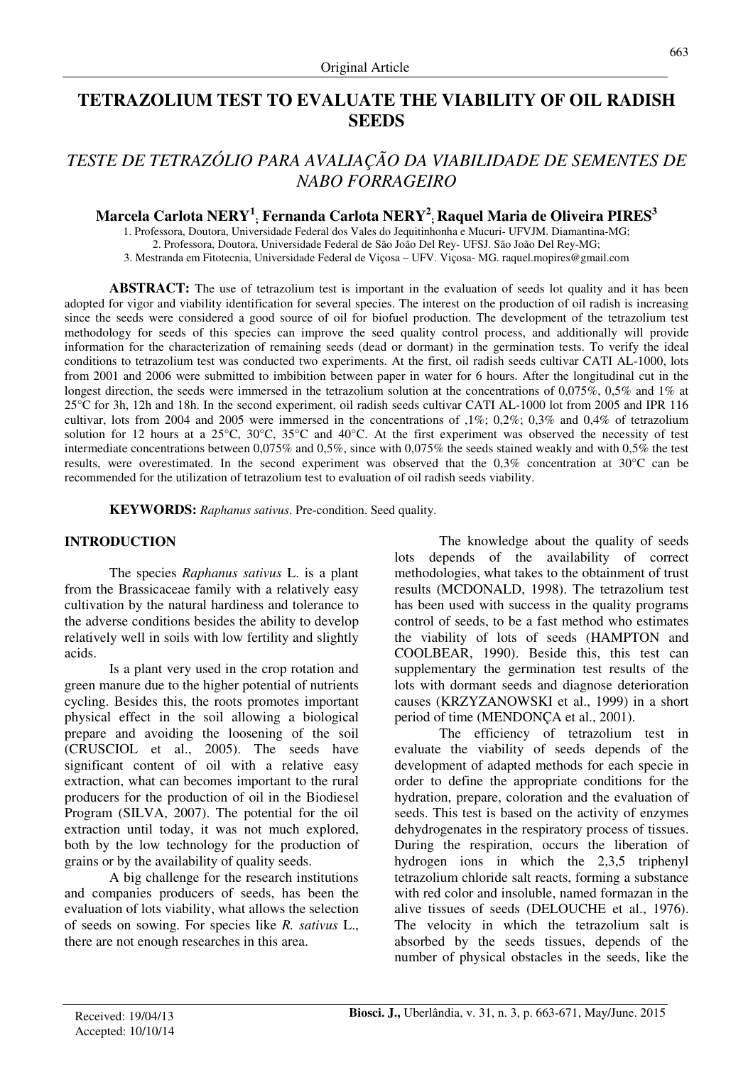Original Article

# TETRAZOLIUM TEST TO EVALUATE THE VIABILITY OF OIL RADISH SEEDS

## *TESTE DE TETRAZÓLIO PARA AVALIAÇÃO DA VIABILIDADE DE SEMENTES DE NABO FORRAGEIRO*

**Marcela Carlota NERY[1]; Fernanda Carlota NERY[2]; Raquel Maria de Oliveira PIRES[3]**

1. Professora, Doutora, Universidade Federal dos Vales do Jequitinhonha e Mucuri- UFVJM. Diamantina-MG;
2. Professora, Doutora, Universidade Federal de São João Del Rey- UFSJ. São João Del Rey-MG;
3. Mestranda em Fitotecnia, Universidade Federal de Viçosa – UFV. Viçosa- MG. raquel.mopires@gmail.com

**ABSTRACT:** The use of tetrazolium test is important in the evaluation of seeds lot quality and it has been adopted for vigor and viability identification for several species. The interest on the production of oil radish is increasing since the seeds were considered a good source of oil for biofuel production. The development of the tetrazolium test methodology for seeds of this species can improve the seed quality control process, and additionally will provide information for the characterization of remaining seeds (dead or dormant) in the germination tests. To verify the ideal conditions to tetrazolium test was conducted two experiments. At the first, oil radish seeds cultivar CATI AL-1000, lots from 2001 and 2006 were submitted to imbibition between paper in water for 6 hours. After the longitudinal cut in the longest direction, the seeds were immersed in the tetrazolium solution at the concentrations of 0,075%, 0,5% and 1% at 25°C for 3h, 12h and 18h. In the second experiment, oil radish seeds cultivar CATI AL-1000 lot from 2005 and IPR 116 cultivar, lots from 2004 and 2005 were immersed in the concentrations of ,1%; 0,2%; 0,3% and 0,4% of tetrazolium solution for 12 hours at a 25°C, 30°C, 35°C and 40°C. At the first experiment was observed the necessity of test intermediate concentrations between 0,075% and 0,5%, since with 0,075% the seeds stained weakly and with 0,5% the test results, were overestimated. In the second experiment was observed that the 0,3% concentration at 30°C can be recommended for the utilization of tetrazolium test to evaluation of oil radish seeds viability.

**KEYWORDS:** *Raphanus sativus*. Pre-condition. Seed quality.

## INTRODUCTION

The species *Raphanus sativus* L. is a plant from the Brassicaceae family with a relatively easy cultivation by the natural hardiness and tolerance to the adverse conditions besides the ability to develop relatively well in soils with low fertility and slightly acids.

Is a plant very used in the crop rotation and green manure due to the higher potential of nutrients cycling. Besides this, the roots promotes important physical effect in the soil allowing a biological prepare and avoiding the loosening of the soil (CRUSCIOL et al., 2005). The seeds have significant content of oil with a relative easy extraction, what can becomes important to the rural producers for the production of oil in the Biodiesel Program (SILVA, 2007). The potential for the oil extraction until today, it was not much explored, both by the low technology for the production of grains or by the availability of quality seeds.

A big challenge for the research institutions and companies producers of seeds, has been the evaluation of lots viability, what allows the selection of seeds on sowing. For species like *R. sativus* L., there are not enough researches in this area.

The knowledge about the quality of seeds lots depends of the availability of correct methodologies, what takes to the obtainment of trust results (MCDONALD, 1998). The tetrazolium test has been used with success in the quality programs control of seeds, to be a fast method who estimates the viability of lots of seeds (HAMPTON and COOLBEAR, 1990). Beside this, this test can supplementary the germination test results of the lots with dormant seeds and diagnose deterioration causes (KRZYZANOWSKI et al., 1999) in a short period of time (MENDONÇA et al., 2001).

The efficiency of tetrazolium test in evaluate the viability of seeds depends of the development of adapted methods for each specie in order to define the appropriate conditions for the hydration, prepare, coloration and the evaluation of seeds. This test is based on the activity of enzymes dehydrogenates in the respiratory process of tissues. During the respiration, occurs the liberation of hydrogen ions in which the 2,3,5 triphenyl tetrazolium chloride salt reacts, forming a substance with red color and insoluble, named formazan in the alive tissues of seeds (DELOUCHE et al., 1976). The velocity in which the tetrazolium salt is absorbed by the seeds tissues, depends of the number of physical obstacles in the seeds, like the

Received: 19/04/13
Accepted: 10/10/14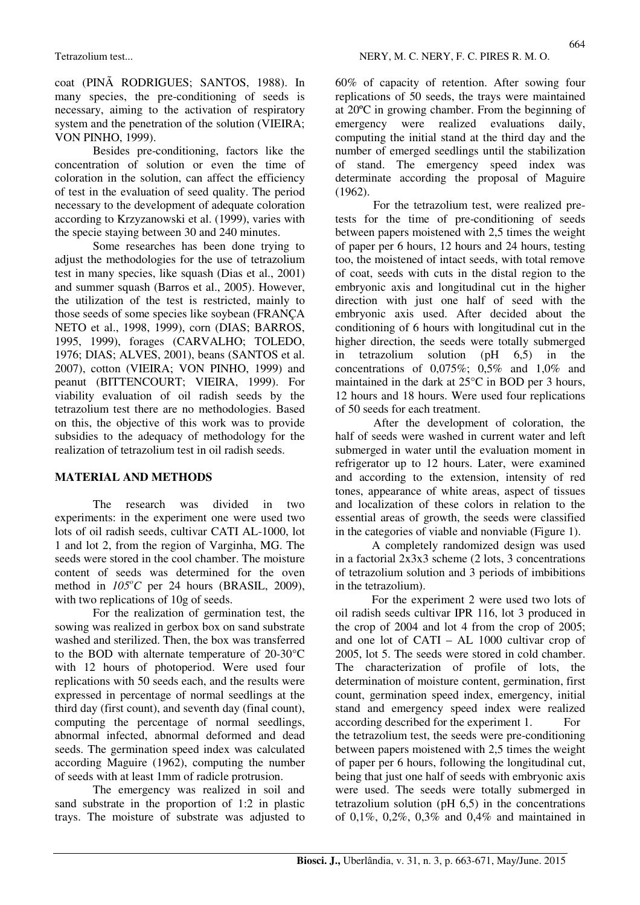coat (PINÃ RODRIGUES; SANTOS, 1988). In many species, the pre-conditioning of seeds is necessary, aiming to the activation of respiratory system and the penetration of the solution (VIEIRA; VON PINHO, 1999).

Besides pre-conditioning, factors like the concentration of solution or even the time of coloration in the solution, can affect the efficiency of test in the evaluation of seed quality. The period necessary to the development of adequate coloration according to Krzyzanowski et al. (1999), varies with the specie staying between 30 and 240 minutes.

Some researches has been done trying to adjust the methodologies for the use of tetrazolium test in many species, like squash (Dias et al., 2001) and summer squash (Barros et al., 2005). However, the utilization of the test is restricted, mainly to those seeds of some species like soybean (FRANÇA NETO et al., 1998, 1999), corn (DIAS; BARROS, 1995, 1999), forages (CARVALHO; TOLEDO, 1976; DIAS; ALVES, 2001), beans (SANTOS et al. 2007), cotton (VIEIRA; VON PINHO, 1999) and peanut (BITTENCOURT; VIEIRA, 1999). For viability evaluation of oil radish seeds by the tetrazolium test there are no methodologies. Based on this, the objective of this work was to provide subsidies to the adequacy of methodology for the realization of tetrazolium test in oil radish seeds.

## MATERIAL AND METHODS

The research was divided in two experiments: in the experiment one were used two lots of oil radish seeds, cultivar CATI AL-1000, lot 1 and lot 2, from the region of Varginha, MG. The seeds were stored in the cool chamber. The moisture content of seeds was determined for the oven method in $105^oC$ per 24 hours (BRASIL, 2009), with two replications of 10g of seeds.

For the realization of germination test, the sowing was realized in gerbox box on sand substrate washed and sterilized. Then, the box was transferred to the BOD with alternate temperature of 20-30°C with 12 hours of photoperiod. Were used four replications with 50 seeds each, and the results were expressed in percentage of normal seedlings at the third day (first count), and seventh day (final count), computing the percentage of normal seedlings, abnormal infected, abnormal deformed and dead seeds. The germination speed index was calculated according Maguire (1962), computing the number of seeds with at least 1mm of radicle protrusion.

The emergency was realized in soil and sand substrate in the proportion of 1:2 in plastic trays. The moisture of substrate was adjusted to 60% of capacity of retention. After sowing four replications of 50 seeds, the trays were maintained at 20ºC in growing chamber. From the beginning of emergency were realized evaluations daily, computing the initial stand at the third day and the number of emerged seedlings until the stabilization of stand. The emergency speed index was determinate according the proposal of Maguire (1962).

For the tetrazolium test, were realized pre-tests for the time of pre-conditioning of seeds between papers moistened with 2,5 times the weight of paper per 6 hours, 12 hours and 24 hours, testing too, the moistened of intact seeds, with total remove of coat, seeds with cuts in the distal region to the embryonic axis and longitudinal cut in the higher direction with just one half of seed with the embryonic axis used. After decided about the conditioning of 6 hours with longitudinal cut in the higher direction, the seeds were totally submerged in tetrazolium solution (pH 6,5) in the concentrations of 0,075%; 0,5% and 1,0% and maintained in the dark at 25°C in BOD per 3 hours, 12 hours and 18 hours. Were used four replications of 50 seeds for each treatment.

After the development of coloration, the half of seeds were washed in current water and left submerged in water until the evaluation moment in refrigerator up to 12 hours. Later, were examined and according to the extension, intensity of red tones, appearance of white areas, aspect of tissues and localization of these colors in relation to the essential areas of growth, the seeds were classified in the categories of viable and nonviable (Figure 1).

A completely randomized design was used in a factorial 2x3x3 scheme (2 lots, 3 concentrations of tetrazolium solution and 3 periods of imbibitions in the tetrazolium).

For the experiment 2 were used two lots of oil radish seeds cultivar IPR 116, lot 3 produced in the crop of 2004 and lot 4 from the crop of 2005; and one lot of CATI – AL 1000 cultivar crop of 2005, lot 5. The seeds were stored in cold chamber. The characterization of profile of lots, the determination of moisture content, germination, first count, germination speed index, emergency, initial stand and emergency speed index were realized according described for the experiment 1. For the tetrazolium test, the seeds were pre-conditioning between papers moistened with 2,5 times the weight of paper per 6 hours, following the longitudinal cut, being that just one half of seeds with embryonic axis were used. The seeds were totally submerged in tetrazolium solution (pH 6,5) in the concentrations of 0,1%, 0,2%, 0,3% and 0,4% and maintained in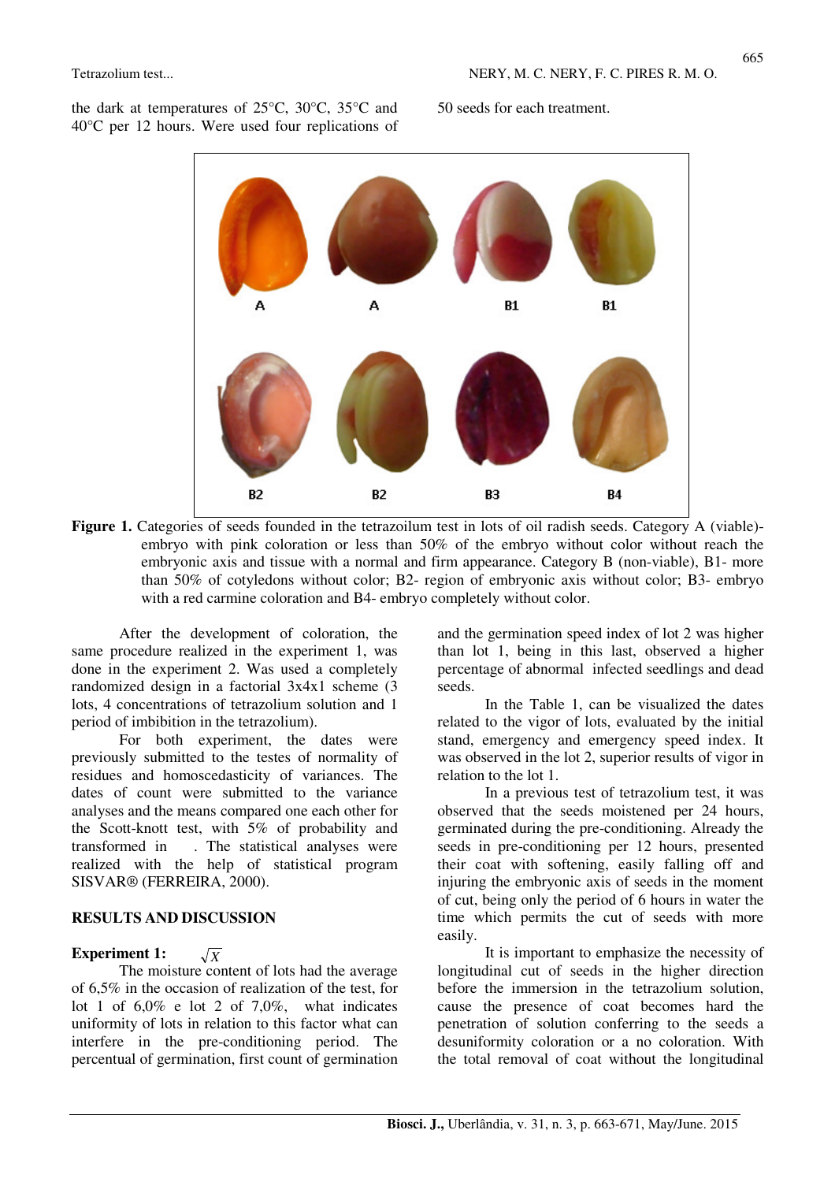the dark at temperatures of 25°C, 30°C, 35°C and 40°C per 12 hours. Were used four replications of 50 seeds for each treatment.

**Figure 1.** Categories of seeds founded in the tetrazoilum test in lots of oil radish seeds. Category A (viable)- embryo with pink coloration or less than 50% of the embryo without color without reach the embryonic axis and tissue with a normal and firm appearance. Category B (non-viable), B1- more than 50% of cotyledons without color; B2- region of embryonic axis without color; B3- embryo with a red carmine coloration and B4- embryo completely without color.

After the development of coloration, the same procedure realized in the experiment 1, was done in the experiment 2. Was used a completely randomized design in a factorial 3x4x1 scheme (3 lots, 4 concentrations of tetrazolium solution and 1 period of imbibition in the tetrazolium).

For both experiment, the dates were previously submitted to the testes of normality of residues and homoscedasticity of variances. The dates of count were submitted to the variance analyses and the means compared one each other for the Scott-knott test, with 5% of probability and transformed in . The statistical analyses were realized with the help of statistical program SISVAR® (FERREIRA, 2000).

## RESULTS AND DISCUSSION

**Experiment 1:** $\sqrt{X}$

The moisture content of lots had the average of 6,5% in the occasion of realization of the test, for lot 1 of 6,0% e lot 2 of 7,0%, what indicates uniformity of lots in relation to this factor what can interfere in the pre-conditioning period. The percentual of germination, first count of germination and the germination speed index of lot 2 was higher than lot 1, being in this last, observed a higher percentage of abnormal infected seedlings and dead seeds.

In the Table 1, can be visualized the dates related to the vigor of lots, evaluated by the initial stand, emergency and emergency speed index. It was observed in the lot 2, superior results of vigor in relation to the lot 1.

In a previous test of tetrazolium test, it was observed that the seeds moistened per 24 hours, germinated during the pre-conditioning. Already the seeds in pre-conditioning per 12 hours, presented their coat with softening, easily falling off and injuring the embryonic axis of seeds in the moment of cut, being only the period of 6 hours in water the time which permits the cut of seeds with more easily.

It is important to emphasize the necessity of longitudinal cut of seeds in the higher direction before the immersion in the tetrazolium solution, cause the presence of coat becomes hard the penetration of solution conferring to the seeds a desuniformity coloration or a no coloration. With the total removal of coat without the longitudinal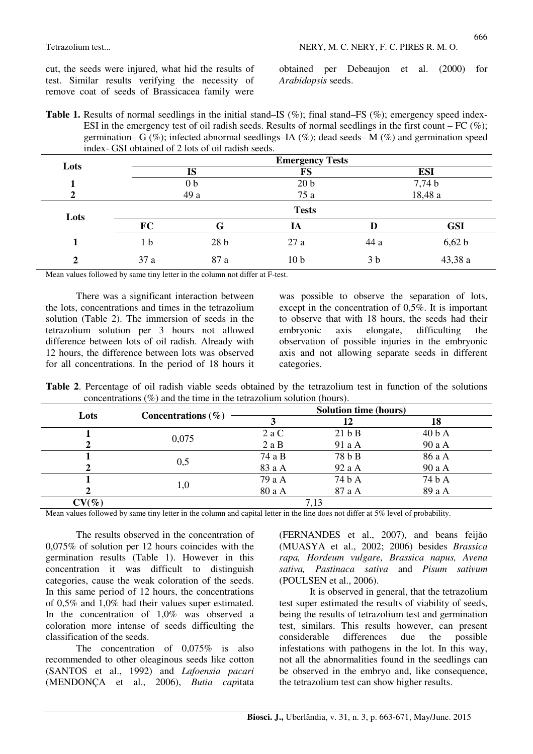cut, the seeds were injured, what hid the results of test. Similar results verifying the necessity of remove coat of seeds of Brassicacea family were obtained per Debeaujon et al. (2000) for *Arabidopsis* seeds.

**Table 1.** Results of normal seedlings in the initial stand–IS (%); final stand–FS (%); emergency speed index-ESI in the emergency test of oil radish seeds. Results of normal seedlings in the first count – FC (%); germination– G (%); infected abnormal seedlings–IA (%); dead seeds– M (%) and germination speed index- GSI obtained of 2 lots of oil radish seeds.

| Lots | Emergency Tests | | |
|---|---|---|---|
| | IS | FS | ESI |
| 1 | 0 b | 20 b | 7,74 b |
| 2 | 49 a | 75 a | 18,48 a |

| Lots | Tests | | | | |
|---|---|---|---|---|---|
| | FC | G | IA | D | GSI |
| 1 | 1 b | 28 b | 27 a | 44 a | 6,62 b |
| 2 | 37 a | 87 a | 10 b | 3 b | 43,38 a |

Mean values followed by same tiny letter in the column not differ at F-test.

There was a significant interaction between the lots, concentrations and times in the tetrazolium solution (Table 2). The immersion of seeds in the tetrazolium solution per 3 hours not allowed difference between lots of oil radish. Already with 12 hours, the difference between lots was observed for all concentrations. In the period of 18 hours it was possible to observe the separation of lots, except in the concentration of 0,5%. It is important to observe that with 18 hours, the seeds had their embryonic axis elongate, difficulting the observation of possible injuries in the embryonic axis and not allowing separate seeds in different categories.

**Table 2**. Percentage of oil radish viable seeds obtained by the tetrazolium test in function of the solutions concentrations (%) and the time in the tetrazolium solution (hours).

| Lots | Concentrations (%) | Solution time (hours) | | |
|---|---|---|---|---|
| | | 3 | 12 | 18 |
| 1 | 0,075 | 2 a C | 21 b B | 40 b A |
| 2 | | 2 a B | 91 a A | 90 a A |
| 1 | 0,5 | 74 a B | 78 b B | 86 a A |
| 2 | | 83 a A | 92 a A | 90 a A |
| 1 | 1,0 | 79 a A | 74 b A | 74 b A |
| 2 | | 80 a A | 87 a A | 89 a A |
| CV(%) | | | 7,13 | |

Mean values followed by same tiny letter in the column and capital letter in the line does not differ at 5% level of probability.

The results observed in the concentration of 0,075% of solution per 12 hours coincides with the germination results (Table 1). However in this concentration it was difficult to distinguish categories, cause the weak coloration of the seeds. In this same period of 12 hours, the concentrations of 0,5% and 1,0% had their values super estimated. In the concentration of 1,0% was observed a coloration more intense of seeds difficulting the classification of the seeds.

The concentration of 0,075% is also recommended to other oleaginous seeds like cotton (SANTOS et al., 1992) and *Lafoensia pacari* (MENDONÇA et al., 2006), *Butia cap*itata (FERNANDES et al., 2007), and beans feijão (MUASYA et al., 2002; 2006) besides *Brassica rapa, Hordeum vulgare, Brassica napus, Avena sativa, Pastinaca sativa* and *Pisum sativum* (POULSEN et al., 2006).

It is observed in general, that the tetrazolium test super estimated the results of viability of seeds, being the results of tetrazolium test and germination test, similars. This results however, can present considerable differences due the possible infestations with pathogens in the lot. In this way, not all the abnormalities found in the seedlings can be observed in the embryo and, like consequence, the tetrazolium test can show higher results.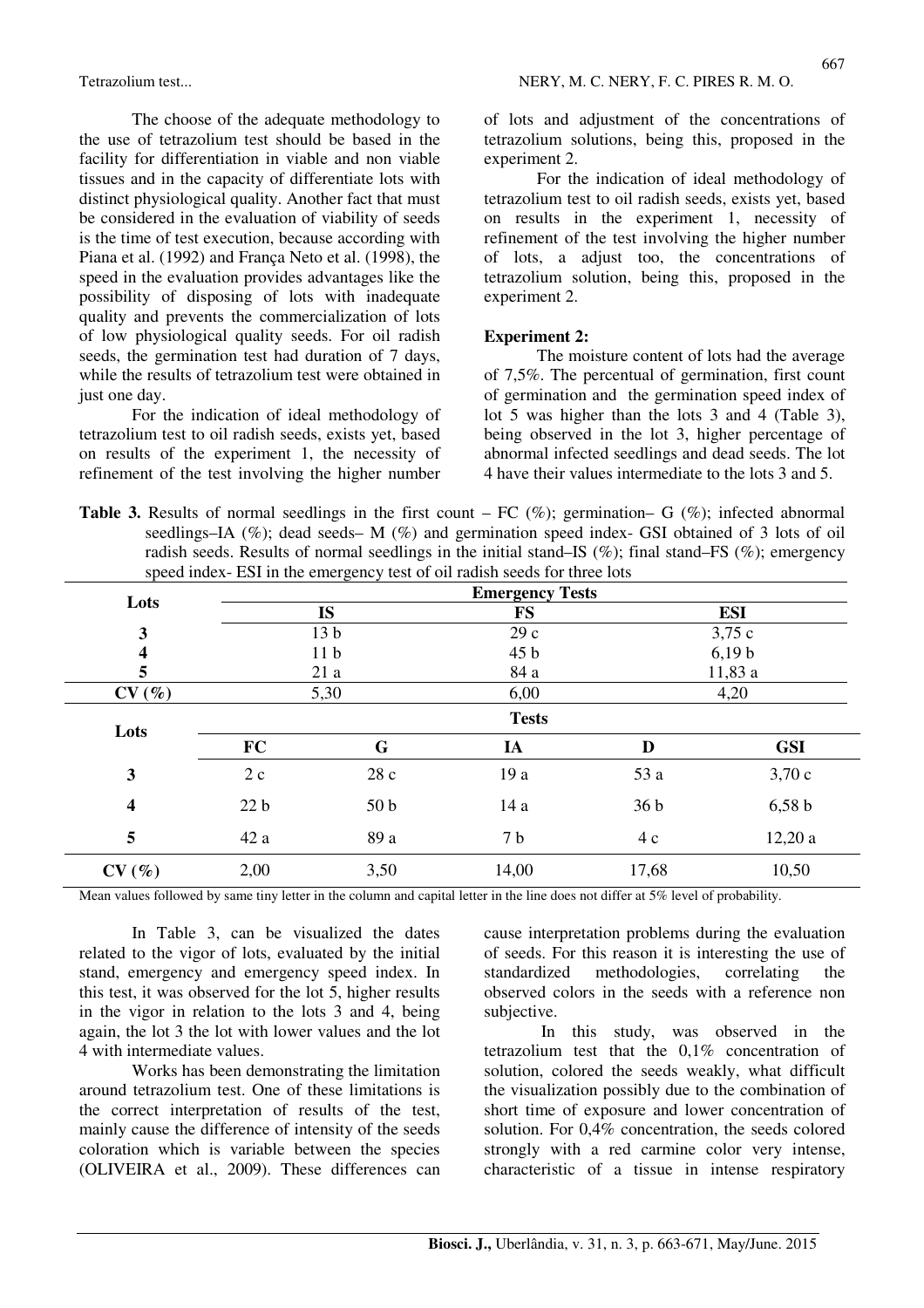The choose of the adequate methodology to the use of tetrazolium test should be based in the facility for differentiation in viable and non viable tissues and in the capacity of differentiate lots with distinct physiological quality. Another fact that must be considered in the evaluation of viability of seeds is the time of test execution, because according with Piana et al. (1992) and França Neto et al. (1998), the speed in the evaluation provides advantages like the possibility of disposing of lots with inadequate quality and prevents the commercialization of lots of low physiological quality seeds. For oil radish seeds, the germination test had duration of 7 days, while the results of tetrazolium test were obtained in just one day.

For the indication of ideal methodology of tetrazolium test to oil radish seeds, exists yet, based on results of the experiment 1, the necessity of refinement of the test involving the higher number of lots and adjustment of the concentrations of tetrazolium solutions, being this, proposed in the experiment 2.

For the indication of ideal methodology of tetrazolium test to oil radish seeds, exists yet, based on results in the experiment 1, necessity of refinement of the test involving the higher number of lots, a adjust too, the concentrations of tetrazolium solution, being this, proposed in the experiment 2.

**Experiment 2:**

The moisture content of lots had the average of 7,5%. The percentual of germination, first count of germination and the germination speed index of lot 5 was higher than the lots 3 and 4 (Table 3), being observed in the lot 3, higher percentage of abnormal infected seedlings and dead seeds. The lot 4 have their values intermediate to the lots 3 and 5.

**Table 3.** Results of normal seedlings in the first count – FC (%); germination– G (%); infected abnormal seedlings–IA (%); dead seeds– M (%) and germination speed index- GSI obtained of 3 lots of oil radish seeds. Results of normal seedlings in the initial stand–IS (%); final stand–FS (%); emergency speed index- ESI in the emergency test of oil radish seeds for three lots

| Lots | Emergency Tests | | |
|---|---|---|---|
| | IS | FS | ESI |
| 3 | 13 b | 29 c | 3,75 c |
| 4 | 11 b | 45 b | 6,19 b |
| 5 | 21 a | 84 a | 11,83 a |
| CV (%) | 5,30 | 6,00 | 4,20 |

| Lots | Tests | | | | |
|---|---|---|---|---|---|
| | FC | G | IA | D | GSI |
| 3 | 2 c | 28 c | 19 a | 53 a | 3,70 c |
| 4 | 22 b | 50 b | 14 a | 36 b | 6,58 b |
| 5 | 42 a | 89 a | 7 b | 4 c | 12,20 a |
| CV (%) | 2,00 | 3,50 | 14,00 | 17,68 | 10,50 |

Mean values followed by same tiny letter in the column and capital letter in the line does not differ at 5% level of probability.

In Table 3, can be visualized the dates related to the vigor of lots, evaluated by the initial stand, emergency and emergency speed index. In this test, it was observed for the lot 5, higher results in the vigor in relation to the lots 3 and 4, being again, the lot 3 the lot with lower values and the lot 4 with intermediate values.

Works has been demonstrating the limitation around tetrazolium test. One of these limitations is the correct interpretation of results of the test, mainly cause the difference of intensity of the seeds coloration which is variable between the species (OLIVEIRA et al., 2009). These differences can cause interpretation problems during the evaluation of seeds. For this reason it is interesting the use of standardized methodologies, correlating the observed colors in the seeds with a reference non subjective.

In this study, was observed in the tetrazolium test that the 0,1% concentration of solution, colored the seeds weakly, what difficult the visualization possibly due to the combination of short time of exposure and lower concentration of solution. For 0,4% concentration, the seeds colored strongly with a red carmine color very intense, characteristic of a tissue in intense respiratory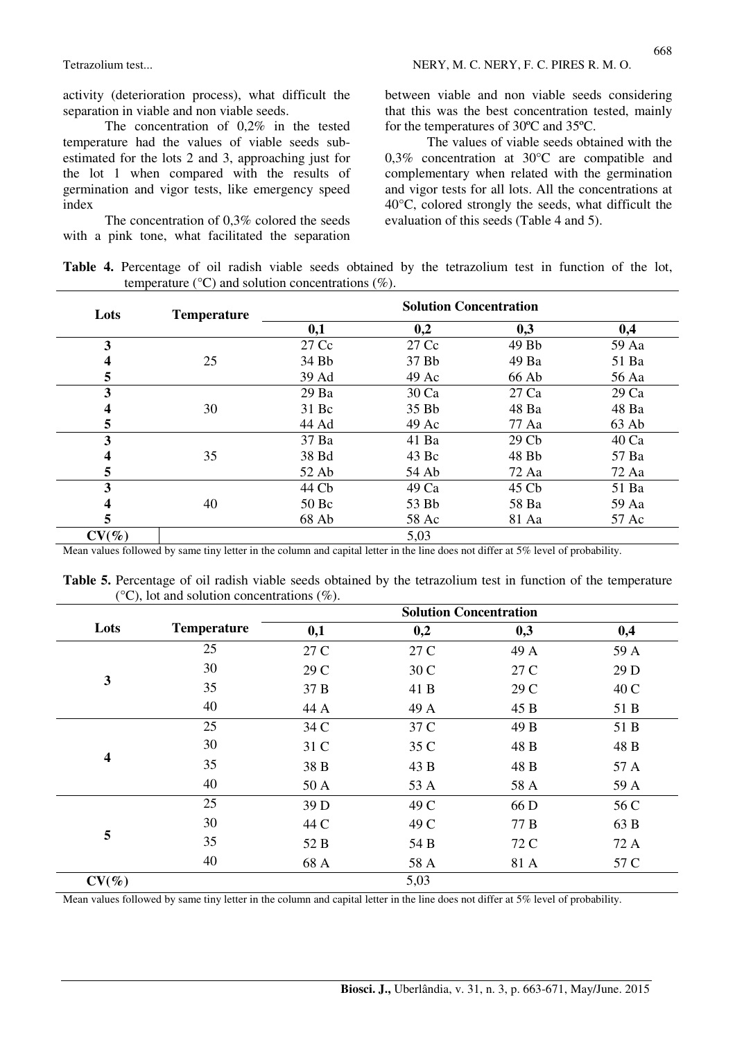activity (deterioration process), what difficult the separation in viable and non viable seeds.

The concentration of 0,2% in the tested temperature had the values of viable seeds sub-estimated for the lots 2 and 3, approaching just for the lot 1 when compared with the results of germination and vigor tests, like emergency speed index

The concentration of 0,3% colored the seeds with a pink tone, what facilitated the separation between viable and non viable seeds considering that this was the best concentration tested, mainly for the temperatures of 30ºC and 35ºC.

The values of viable seeds obtained with the 0,3% concentration at 30°C are compatible and complementary when related with the germination and vigor tests for all lots. All the concentrations at 40°C, colored strongly the seeds, what difficult the evaluation of this seeds (Table 4 and 5).

**Table 4.** Percentage of oil radish viable seeds obtained by the tetrazolium test in function of the lot, temperature (°C) and solution concentrations (%).

| Lots | Temperature | Solution Concentration | | | |
|---|---|---|---|---|---|
| | | **0,1** | **0,2** | **0,3** | **0,4** |
| **3** | 25 | 27 Cc | 27 Cc | 49 Bb | 59 Aa |
| **4** | | 34 Bb | 37 Bb | 49 Ba | 51 Ba |
| **5** | | 39 Ad | 49 Ac | 66 Ab | 56 Aa |
| **3** | 30 | 29 Ba | 30 Ca | 27 Ca | 29 Ca |
| **4** | | 31 Bc | 35 Bb | 48 Ba | 48 Ba |
| **5** | | 44 Ad | 49 Ac | 77 Aa | 63 Ab |
| **3** | 35 | 37 Ba | 41 Ba | 29 Cb | 40 Ca |
| **4** | | 38 Bd | 43 Bc | 48 Bb | 57 Ba |
| **5** | | 52 Ab | 54 Ab | 72 Aa | 72 Aa |
| **3** | 40 | 44 Cb | 49 Ca | 45 Cb | 51 Ba |
| **4** | | 50 Bc | 53 Bb | 58 Ba | 59 Aa |
| **5** | | 68 Ab | 58 Ac | 81 Aa | 57 Ac |
| **CV(%)** | | 5,03 | | | |

Mean values followed by same tiny letter in the column and capital letter in the line does not differ at 5% level of probability.

**Table 5.** Percentage of oil radish viable seeds obtained by the tetrazolium test in function of the temperature (°C), lot and solution concentrations (%).

| Lots | Temperature | Solution Concentration | | | |
|---|---|---|---|---|---|
| | | **0,1** | **0,2** | **0,3** | **0,4** |
| **3** | 25 | 27 C | 27 C | 49 A | 59 A |
| | 30 | 29 C | 30 C | 27 C | 29 D |
| | 35 | 37 B | 41 B | 29 C | 40 C |
| | 40 | 44 A | 49 A | 45 B | 51 B |
| **4** | 25 | 34 C | 37 C | 49 B | 51 B |
| | 30 | 31 C | 35 C | 48 B | 48 B |
| | 35 | 38 B | 43 B | 48 B | 57 A |
| | 40 | 50 A | 53 A | 58 A | 59 A |
| **5** | 25 | 39 D | 49 C | 66 D | 56 C |
| | 30 | 44 C | 49 C | 77 B | 63 B |
| | 35 | 52 B | 54 B | 72 C | 72 A |
| | 40 | 68 A | 58 A | 81 A | 57 C |
| **CV(%)** | | 5,03 | | | |

Mean values followed by same tiny letter in the column and capital letter in the line does not differ at 5% level of probability.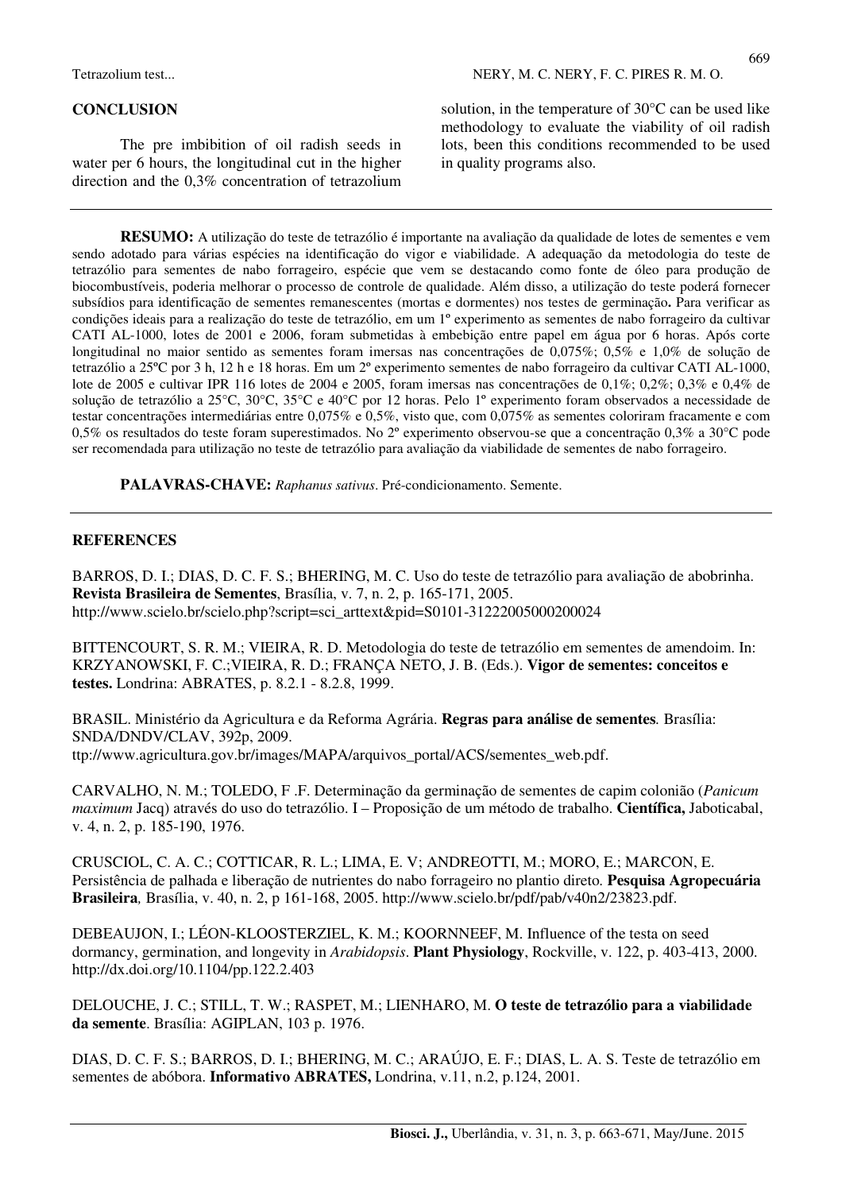## CONCLUSION

The pre imbibition of oil radish seeds in water per 6 hours, the longitudinal cut in the higher direction and the 0,3% concentration of tetrazolium solution, in the temperature of 30°C can be used like methodology to evaluate the viability of oil radish lots, been this conditions recommended to be used in quality programs also.

---

**RESUMO:** A utilização do teste de tetrazólio é importante na avaliação da qualidade de lotes de sementes e vem sendo adotado para várias espécies na identificação do vigor e viabilidade. A adequação da metodologia do teste de tetrazólio para sementes de nabo forrageiro, espécie que vem se destacando como fonte de óleo para produção de biocombustíveis, poderia melhorar o processo de controle de qualidade. Além disso, a utilização do teste poderá fornecer subsídios para identificação de sementes remanescentes (mortas e dormentes) nos testes de germinação**.** Para verificar as condições ideais para a realização do teste de tetrazólio, em um 1º experimento as sementes de nabo forrageiro da cultivar CATI AL-1000, lotes de 2001 e 2006, foram submetidas à embebição entre papel em água por 6 horas. Após corte longitudinal no maior sentido as sementes foram imersas nas concentrações de 0,075%; 0,5% e 1,0% de solução de tetrazólio a 25ºC por 3 h, 12 h e 18 horas. Em um 2º experimento sementes de nabo forrageiro da cultivar CATI AL-1000, lote de 2005 e cultivar IPR 116 lotes de 2004 e 2005, foram imersas nas concentrações de 0,1%; 0,2%; 0,3% e 0,4% de solução de tetrazólio a 25°C, 30°C, 35°C e 40°C por 12 horas. Pelo 1º experimento foram observados a necessidade de testar concentrações intermediárias entre 0,075% e 0,5%, visto que, com 0,075% as sementes coloriram fracamente e com 0,5% os resultados do teste foram superestimados. No 2º experimento observou-se que a concentração 0,3% a 30°C pode ser recomendada para utilização no teste de tetrazólio para avaliação da viabilidade de sementes de nabo forrageiro.

**PALAVRAS-CHAVE:** *Raphanus sativus*. Pré-condicionamento. Semente.

---

## REFERENCES

BARROS, D. I.; DIAS, D. C. F. S.; BHERING, M. C. Uso do teste de tetrazólio para avaliação de abobrinha. **Revista Brasileira de Sementes**, Brasília, v. 7, n. 2, p. 165-171, 2005. http://www.scielo.br/scielo.php?script=sci_arttext&pid=S0101-31222005000200024

BITTENCOURT, S. R. M.; VIEIRA, R. D. Metodologia do teste de tetrazólio em sementes de amendoim. In: KRZYANOWSKI, F. C.;VIEIRA, R. D.; FRANÇA NETO, J. B. (Eds.). **Vigor de sementes: conceitos e testes.** Londrina: ABRATES, p. 8.2.1 - 8.2.8, 1999.

BRASIL. Ministério da Agricultura e da Reforma Agrária. **Regras para análise de sementes***.* Brasília: SNDA/DNDV/CLAV, 392p, 2009. ttp://www.agricultura.gov.br/images/MAPA/arquivos_portal/ACS/sementes_web.pdf.

CARVALHO, N. M.; TOLEDO, F .F. Determinação da germinação de sementes de capim colonião (*Panicum maximum* Jacq) através do uso do tetrazólio. I – Proposição de um método de trabalho. **Científica,** Jaboticabal, v. 4, n. 2, p. 185-190, 1976.

CRUSCIOL, C. A. C.; COTTICAR, R. L.; LIMA, E. V; ANDREOTTI, M.; MORO, E.; MARCON, E. Persistência de palhada e liberação de nutrientes do nabo forrageiro no plantio direto. **Pesquisa Agropecuária Brasileira***,* Brasília, v. 40, n. 2, p 161-168, 2005. http://www.scielo.br/pdf/pab/v40n2/23823.pdf.

DEBEAUJON, I.; LÉON-KLOOSTERZIEL, K. M.; KOORNNEEF, M. Influence of the testa on seed dormancy, germination, and longevity in *Arabidopsis*. **Plant Physiology**, Rockville, v. 122, p. 403-413, 2000. http://dx.doi.org/10.1104/pp.122.2.403

DELOUCHE, J. C.; STILL, T. W.; RASPET, M.; LIENHARO, M. **O teste de tetrazólio para a viabilidade da semente**. Brasília: AGIPLAN, 103 p. 1976.

DIAS, D. C. F. S.; BARROS, D. I.; BHERING, M. C.; ARAÚJO, E. F.; DIAS, L. A. S. Teste de tetrazólio em sementes de abóbora. **Informativo ABRATES,** Londrina, v.11, n.2, p.124, 2001.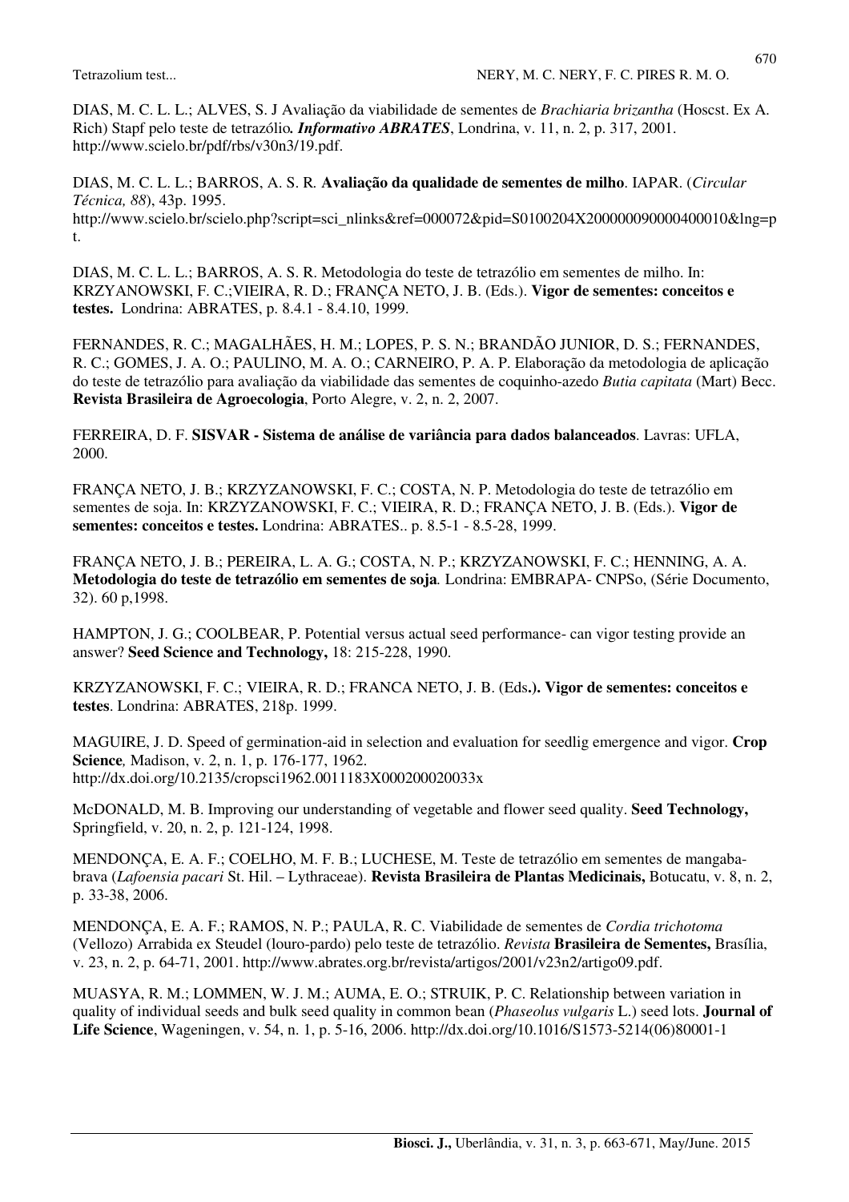DIAS, M. C. L. L.; ALVES, S. J Avaliação da viabilidade de sementes de *Brachiaria brizantha* (Hoscst. Ex A. Rich) Stapf pelo teste de tetrazólio*. **Informativo ABRATES***, Londrina, v. 11, n. 2, p. 317, 2001. http://www.scielo.br/pdf/rbs/v30n3/19.pdf.

DIAS, M. C. L. L.; BARROS, A. S. R. **Avaliação da qualidade de sementes de milho**. IAPAR. (*Circular Técnica, 88*), 43p. 1995. http://www.scielo.br/scielo.php?script=sci_nlinks&ref=000072&pid=S0100204X200000090000400010&lng=pt.

DIAS, M. C. L. L.; BARROS, A. S. R. Metodologia do teste de tetrazólio em sementes de milho. In: KRZYANOWSKI, F. C.;VIEIRA, R. D.; FRANÇA NETO, J. B. (Eds.). **Vigor de sementes: conceitos e testes.** Londrina: ABRATES, p. 8.4.1 - 8.4.10, 1999.

FERNANDES, R. C.; MAGALHÃES, H. M.; LOPES, P. S. N.; BRANDÃO JUNIOR, D. S.; FERNANDES, R. C.; GOMES, J. A. O.; PAULINO, M. A. O.; CARNEIRO, P. A. P. Elaboração da metodologia de aplicação do teste de tetrazólio para avaliação da viabilidade das sementes de coquinho-azedo *Butia capitata* (Mart) Becc. **Revista Brasileira de Agroecologia**, Porto Alegre, v. 2, n. 2, 2007.

FERREIRA, D. F. **SISVAR - Sistema de análise de variância para dados balanceados**. Lavras: UFLA, 2000.

FRANÇA NETO, J. B.; KRZYZANOWSKI, F. C.; COSTA, N. P. Metodologia do teste de tetrazólio em sementes de soja. In: KRZYZANOWSKI, F. C.; VIEIRA, R. D.; FRANÇA NETO, J. B. (Eds.). **Vigor de sementes: conceitos e testes.** Londrina: ABRATES.. p. 8.5-1 - 8.5-28, 1999.

FRANÇA NETO, J. B.; PEREIRA, L. A. G.; COSTA, N. P.; KRZYZANOWSKI, F. C.; HENNING, A. A. **Metodologia do teste de tetrazólio em sementes de soja***.* Londrina: EMBRAPA- CNPSo, (Série Documento, 32). 60 p,1998.

HAMPTON, J. G.; COOLBEAR, P. Potential versus actual seed performance- can vigor testing provide an answer? **Seed Science and Technology,** 18: 215-228, 1990.

KRZYZANOWSKI, F. C.; VIEIRA, R. D.; FRANCA NETO, J. B. (Eds**.). Vigor de sementes: conceitos e testes**. Londrina: ABRATES, 218p. 1999.

MAGUIRE, J. D. Speed of germination-aid in selection and evaluation for seedlig emergence and vigor. **Crop Science***,* Madison, v. 2, n. 1, p. 176-177, 1962. http://dx.doi.org/10.2135/cropsci1962.0011183X000200020033x

McDONALD, M. B. Improving our understanding of vegetable and flower seed quality. **Seed Technology,** Springfield, v. 20, n. 2, p. 121-124, 1998.

MENDONÇA, E. A. F.; COELHO, M. F. B.; LUCHESE, M. Teste de tetrazólio em sementes de mangaba-brava (*Lafoensia pacari* St. Hil. – Lythraceae). **Revista Brasileira de Plantas Medicinais,** Botucatu, v. 8, n. 2, p. 33-38, 2006.

MENDONÇA, E. A. F.; RAMOS, N. P.; PAULA, R. C. Viabilidade de sementes de *Cordia trichotoma* (Vellozo) Arrabida ex Steudel (louro-pardo) pelo teste de tetrazólio. *Revista* **Brasileira de Sementes,** Brasília, v. 23, n. 2, p. 64-71, 2001. http://www.abrates.org.br/revista/artigos/2001/v23n2/artigo09.pdf.

MUASYA, R. M.; LOMMEN, W. J. M.; AUMA, E. O.; STRUIK, P. C. Relationship between variation in quality of individual seeds and bulk seed quality in common bean (*Phaseolus vulgaris* L.) seed lots. **Journal of Life Science**, Wageningen, v. 54, n. 1, p. 5-16, 2006. http://dx.doi.org/10.1016/S1573-5214(06)80001-1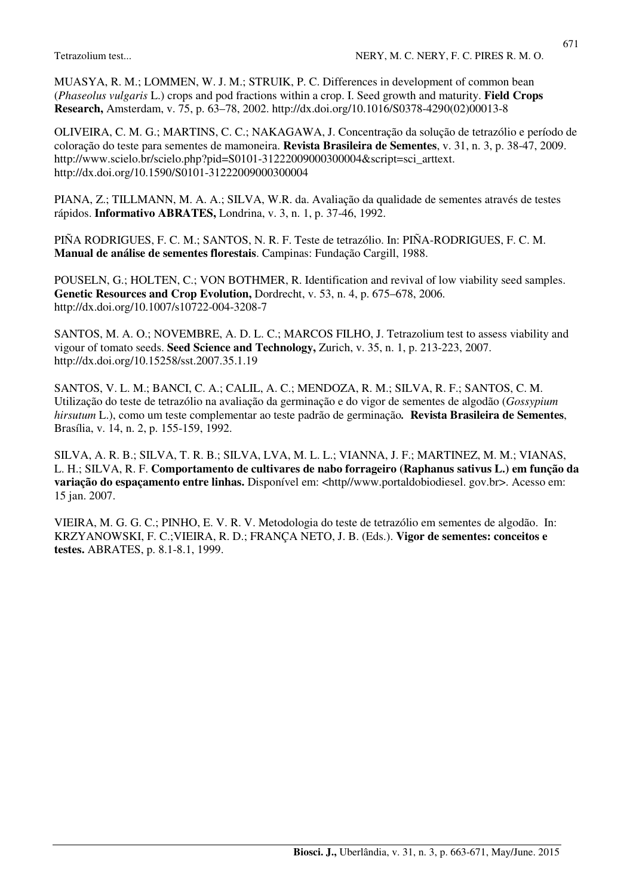MUASYA, R. M.; LOMMEN, W. J. M.; STRUIK, P. C. Differences in development of common bean (*Phaseolus vulgaris* L.) crops and pod fractions within a crop. I. Seed growth and maturity. **Field Crops Research,** Amsterdam, v. 75, p. 63–78, 2002. http://dx.doi.org/10.1016/S0378-4290(02)00013-8

OLIVEIRA, C. M. G.; MARTINS, C. C.; NAKAGAWA, J. Concentração da solução de tetrazólio e período de coloração do teste para sementes de mamoneira. **Revista Brasileira de Sementes**, v. 31, n. 3, p. 38-47, 2009. http://www.scielo.br/scielo.php?pid=S0101-31222009000300004&script=sci_arttext. http://dx.doi.org/10.1590/S0101-31222009000300004

PIANA, Z.; TILLMANN, M. A. A.; SILVA, W.R. da. Avaliação da qualidade de sementes através de testes rápidos. **Informativo ABRATES,** Londrina, v. 3, n. 1, p. 37-46, 1992.

PIÑA RODRIGUES, F. C. M.; SANTOS, N. R. F. Teste de tetrazólio. In: PIÑA-RODRIGUES, F. C. M. **Manual de análise de sementes florestais**. Campinas: Fundação Cargill, 1988.

POUSELN, G.; HOLTEN, C.; VON BOTHMER, R. Identification and revival of low viability seed samples. **Genetic Resources and Crop Evolution,** Dordrecht, v. 53, n. 4, p. 675–678, 2006. http://dx.doi.org/10.1007/s10722-004-3208-7

SANTOS, M. A. O.; NOVEMBRE, A. D. L. C.; MARCOS FILHO, J. Tetrazolium test to assess viability and vigour of tomato seeds. **Seed Science and Technology,** Zurich, v. 35, n. 1, p. 213-223, 2007. http://dx.doi.org/10.15258/sst.2007.35.1.19

SANTOS, V. L. M.; BANCI, C. A.; CALIL, A. C.; MENDOZA, R. M.; SILVA, R. F.; SANTOS, C. M. Utilização do teste de tetrazólio na avaliação da germinação e do vigor de sementes de algodão (*Gossypium hirsutum* L.), como um teste complementar ao teste padrão de germinação**. Revista Brasileira de Sementes**, Brasília, v. 14, n. 2, p. 155-159, 1992.

SILVA, A. R. B.; SILVA, T. R. B.; SILVA, LVA, M. L. L.; VIANNA, J. F.; MARTINEZ, M. M.; VIANAS, L. H.; SILVA, R. F. **Comportamento de cultivares de nabo forrageiro (Raphanus sativus L.) em função da variação do espaçamento entre linhas.** Disponível em: <http//www.portaldobiodiesel. gov.br>. Acesso em: 15 jan. 2007.

VIEIRA, M. G. G. C.; PINHO, E. V. R. V. Metodologia do teste de tetrazólio em sementes de algodão. In: KRZYANOWSKI, F. C.;VIEIRA, R. D.; FRANÇA NETO, J. B. (Eds.). **Vigor de sementes: conceitos e testes.** ABRATES, p. 8.1-8.1, 1999.